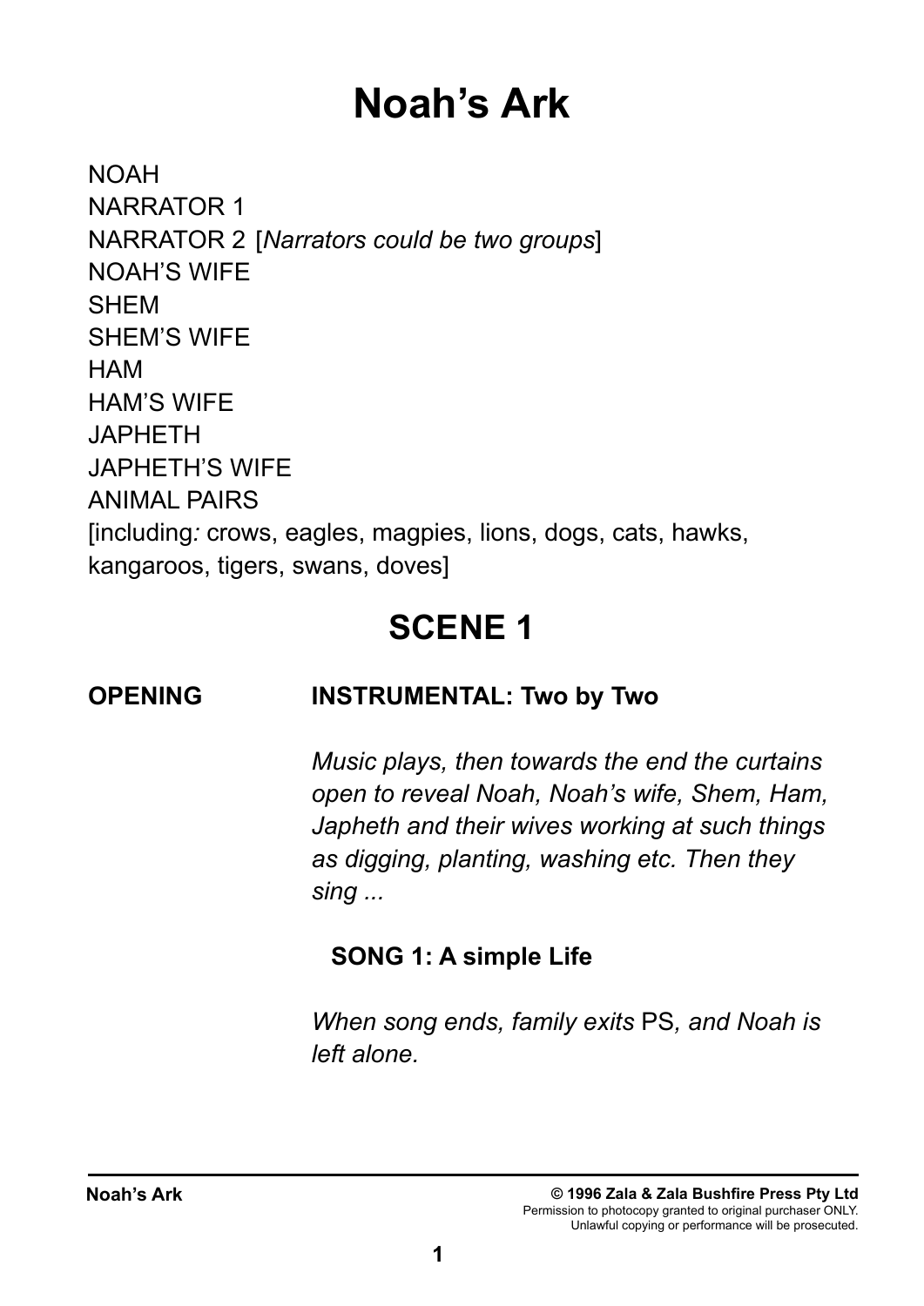# Noah's Ark

NOAH
NARRATOR 1
NARRATOR 2 [*Narrators could be two groups*]
NOAH'S WIFE
SHEM
SHEM'S WIFE
HAM
HAM'S WIFE
JAPHETH
JAPHETH'S WIFE
ANIMAL PAIRS
[including: crows, eagles, magpies, lions, dogs, cats, hawks, kangaroos, tigers, swans, doves]

## SCENE 1

**OPENING** **INSTRUMENTAL: Two by Two**

*Music plays, then towards the end the curtains open to reveal Noah, Noah's wife, Shem, Ham, Japheth and their wives working at such things as digging, planting, washing etc. Then they sing ...*

**SONG 1: A simple Life**

*When song ends, family exits* PS*, and Noah is left alone.*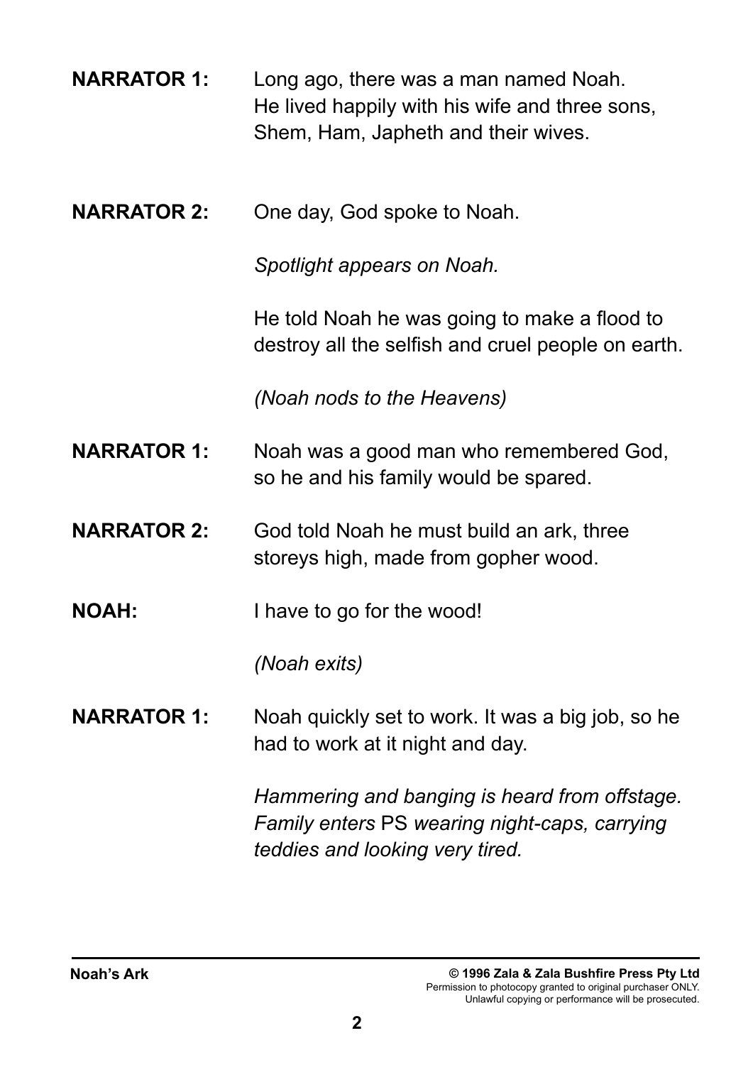**NARRATOR 1:** Long ago, there was a man named Noah. He lived happily with his wife and three sons, Shem, Ham, Japheth and their wives.

**NARRATOR 2:** One day, God spoke to Noah.

*Spotlight appears on Noah.*

He told Noah he was going to make a flood to destroy all the selfish and cruel people on earth.

*(Noah nods to the Heavens)*

**NARRATOR 1:** Noah was a good man who remembered God, so he and his family would be spared.

**NARRATOR 2:** God told Noah he must build an ark, three storeys high, made from gopher wood.

**NOAH:** I have to go for the wood!

*(Noah exits)*

**NARRATOR 1:** Noah quickly set to work. It was a big job, so he had to work at it night and day.

*Hammering and banging is heard from offstage. Family enters* PS *wearing night-caps, carrying teddies and looking very tired.*

**© 1996 Zala & Zala Bushfire Press Pty Ltd**
Permission to photocopy granted to original purchaser ONLY.
Unlawful copying or performance will be prosecuted.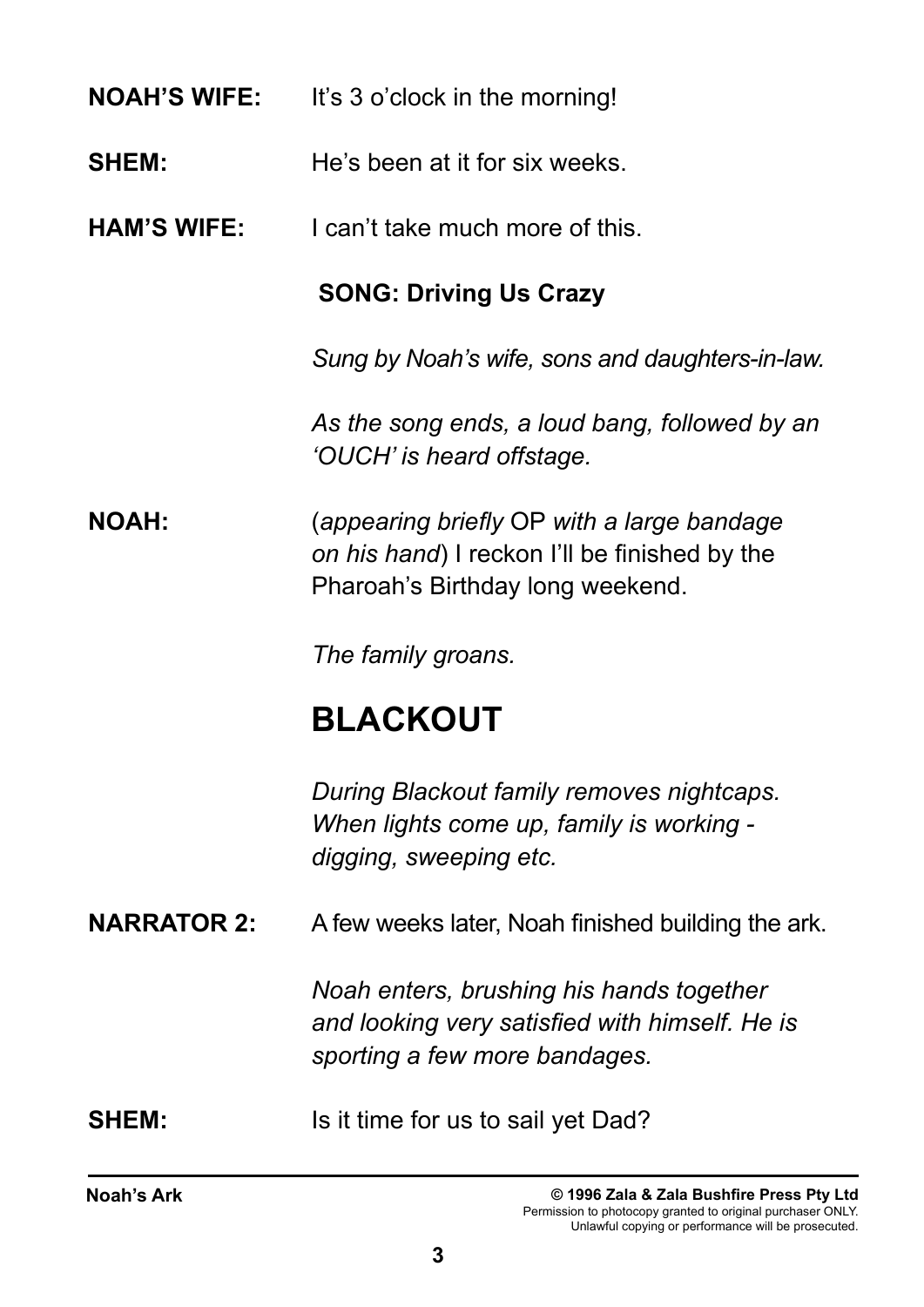**NOAH'S WIFE:** It's 3 o'clock in the morning!

**SHEM:** He's been at it for six weeks.

**HAM'S WIFE:** I can't take much more of this.

**SONG: Driving Us Crazy**

*Sung by Noah's wife, sons and daughters-in-law.*

*As the song ends, a loud bang, followed by an 'OUCH' is heard offstage.*

**NOAH:** (*appearing briefly* OP *with a large bandage on his hand*) I reckon I'll be finished by the Pharoah's Birthday long weekend.

*The family groans.*

## BLACKOUT

*During Blackout family removes nightcaps. When lights come up, family is working - digging, sweeping etc.*

**NARRATOR 2:** A few weeks later, Noah finished building the ark.

*Noah enters, brushing his hands together and looking very satisfied with himself. He is sporting a few more bandages.*

**SHEM:** Is it time for us to sail yet Dad?